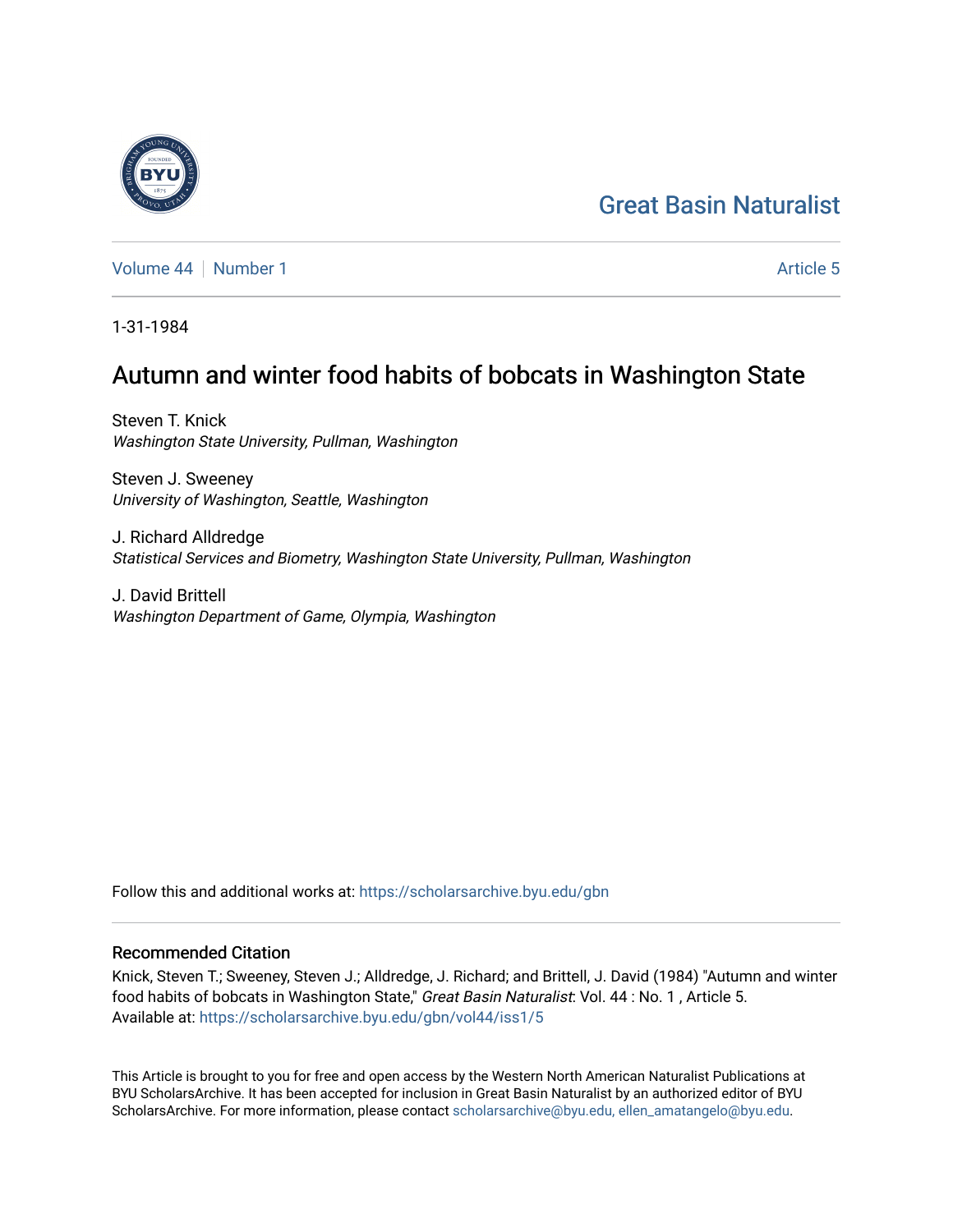Great Basin Naturalist

Volume 44 | Number 1 — Article 5

1-31-1984

# Autumn and winter food habits of bobcats in Washington State

Steven T. Knick
*Washington State University, Pullman, Washington*

Steven J. Sweeney
*University of Washington, Seattle, Washington*

J. Richard Alldredge
*Statistical Services and Biometry, Washington State University, Pullman, Washington*

J. David Brittell
*Washington Department of Game, Olympia, Washington*

Follow this and additional works at: https://scholarsarchive.byu.edu/gbn

## Recommended Citation

Knick, Steven T.; Sweeney, Steven J.; Alldredge, J. Richard; and Brittell, J. David (1984) "Autumn and winter food habits of bobcats in Washington State," *Great Basin Naturalist*: Vol. 44 : No. 1 , Article 5.
Available at: https://scholarsarchive.byu.edu/gbn/vol44/iss1/5

This Article is brought to you for free and open access by the Western North American Naturalist Publications at BYU ScholarsArchive. It has been accepted for inclusion in Great Basin Naturalist by an authorized editor of BYU ScholarsArchive. For more information, please contact scholarsarchive@byu.edu, ellen_amatangelo@byu.edu.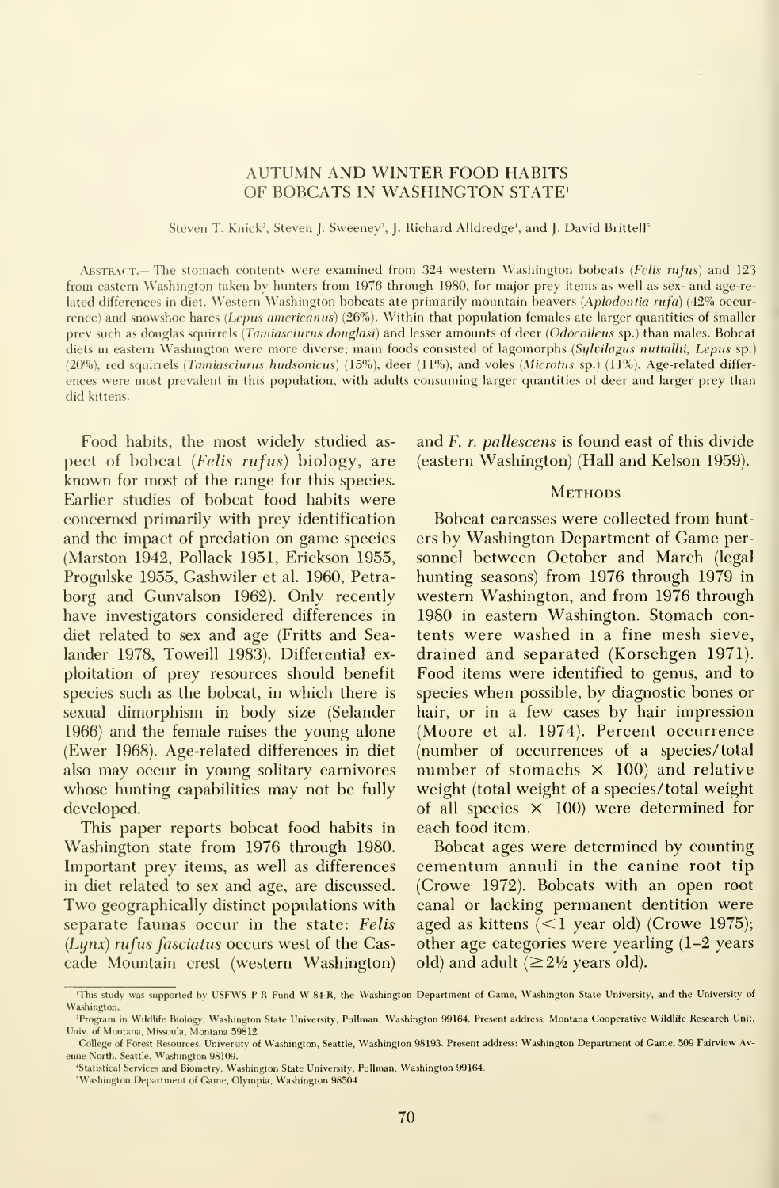# AUTUMN AND WINTER FOOD HABITS OF BOBCATS IN WASHINGTON STATE[1]

Steven T. Knick[2], Steven J. Sweeney[3], J. Richard Alldredge[4], and J. David Brittell[5]

Abstract.— The stomach contents were examined from 324 western Washington bobcats (*Felis rufus*) and 123 from eastern Washington taken by hunters from 1976 through 1980, for major prey items as well as sex- and age-related differences in diet. Western Washington bobcats ate primarily mountain beavers (*Aplodontia rufa*) (42% occurrence) and snowshoe hares (*Lepus americanus*) (26%). Within that population females ate larger quantities of smaller prey such as douglas squirrels (*Tamiasciurus douglasi*) and lesser amounts of deer (*Odocoileus* sp.) than males. Bobcat diets in eastern Washington were more diverse; main foods consisted of lagomorphs (*Sylvilagus nuttallii*, *Lepus* sp.) (20%), red squirrels (*Tamiasciurus hudsonicus*) (15%), deer (11%), and voles (*Microtus* sp.) (11%). Age-related differences were most prevalent in this population, with adults consuming larger quantities of deer and larger prey than did kittens.

Food habits, the most widely studied aspect of bobcat (*Felis rufus*) biology, are known for most of the range for this species. Earlier studies of bobcat food habits were concerned primarily with prey identification and the impact of predation on game species (Marston 1942, Pollack 1951, Erickson 1955, Progulske 1955, Gashwiler et al. 1960, Petraborg and Gunvalson 1962). Only recently have investigators considered differences in diet related to sex and age (Fritts and Sealander 1978, Toweill 1983). Differential exploitation of prey resources should benefit species such as the bobcat, in which there is sexual dimorphism in body size (Selander 1966) and the female raises the young alone (Ewer 1968). Age-related differences in diet also may occur in young solitary carnivores whose hunting capabilities may not be fully developed.

This paper reports bobcat food habits in Washington state from 1976 through 1980. Important prey items, as well as differences in diet related to sex and age, are discussed. Two geographically distinct populations with separate faunas occur in the state: *Felis* (*Lynx*) *rufus fasciatus* occurs west of the Cascade Mountain crest (western Washington) and *F. r. pallescens* is found east of this divide (eastern Washington) (Hall and Kelson 1959).

## Methods

Bobcat carcasses were collected from hunters by Washington Department of Game personnel between October and March (legal hunting seasons) from 1976 through 1979 in western Washington, and from 1976 through 1980 in eastern Washington. Stomach contents were washed in a fine mesh sieve, drained and separated (Korschgen 1971). Food items were identified to genus, and to species when possible, by diagnostic bones or hair, or in a few cases by hair impression (Moore et al. 1974). Percent occurrence (number of occurrences of a species/total number of stomachs × 100) and relative weight (total weight of a species/total weight of all species × 100) were determined for each food item.

Bobcat ages were determined by counting cementum annuli in the canine root tip (Crowe 1972). Bobcats with an open root canal or lacking permanent dentition were aged as kittens (<1 year old) (Crowe 1975); other age categories were yearling (1–2 years old) and adult (≥2½ years old).

[1] This study was supported by USFWS P-R Fund W-84-R, the Washington Department of Game, Washington State University, and the University of Washington.
[2] Program in Wildlife Biology, Washington State University, Pullman, Washington 99164. Present address: Montana Cooperative Wildlife Research Unit, Univ. of Montana, Missoula, Montana 59812.
[3] College of Forest Resources, University of Washington, Seattle, Washington 98193. Present address: Washington Department of Game, 509 Fairview Avenue North, Seattle, Washington 98109.
[4] Statistical Services and Biometry, Washington State University, Pullman, Washington 99164.
[5] Washington Department of Game, Olympia, Washington 98504.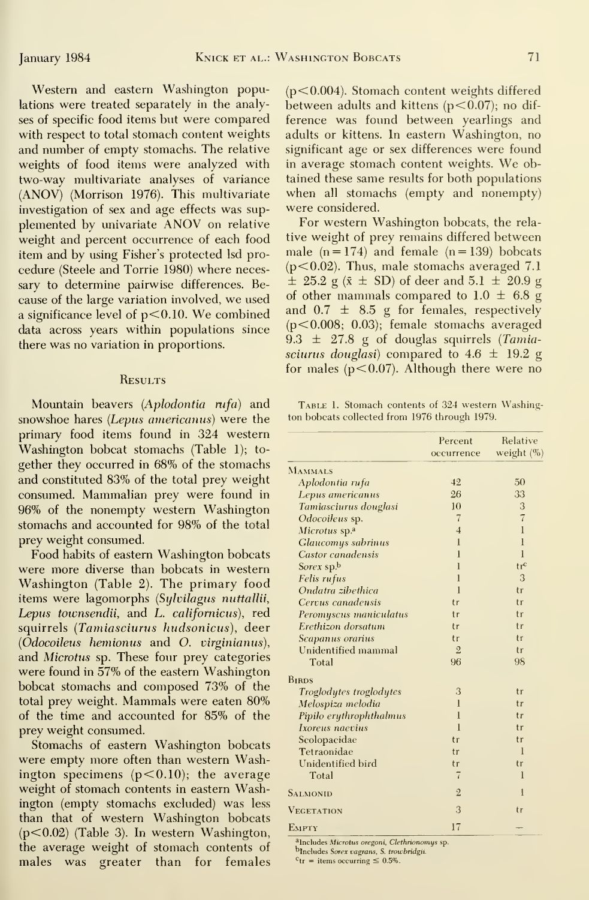Western and eastern Washington populations were treated separately in the analyses of specific food items but were compared with respect to total stomach content weights and number of empty stomachs. The relative weights of food items were analyzed with two-way multivariate analyses of variance (ANOV) (Morrison 1976). This multivariate investigation of sex and age effects was supplemented by univariate ANOV on relative weight and percent occurrence of each food item and by using Fisher's protected lsd procedure (Steele and Torrie 1980) where necessary to determine pairwise differences. Because of the large variation involved, we used a significance level of $p<0.10$. We combined data across years within populations since there was no variation in proportions.

## Results

Mountain beavers (*Aplodontia rufa*) and snowshoe hares (*Lepus americanus*) were the primary food items found in 324 western Washington bobcat stomachs (Table 1); together they occurred in 68% of the stomachs and constituted 83% of the total prey weight consumed. Mammalian prey were found in 96% of the nonempty western Washington stomachs and accounted for 98% of the total prey weight consumed.

Food habits of eastern Washington bobcats were more diverse than bobcats in western Washington (Table 2). The primary food items were lagomorphs (*Sylvilagus nuttallii*, *Lepus townsendii*, and *L. californicus*), red squirrels (*Tamiasciurus hudsonicus*), deer (*Odocoileus hemionus* and *O. virginianus*), and *Microtus* sp. These four prey categories were found in 57% of the eastern Washington bobcat stomachs and composed 73% of the total prey weight. Mammals were eaten 80% of the time and accounted for 85% of the prey weight consumed.

Stomachs of eastern Washington bobcats were empty more often than western Washington specimens ($p<0.10$); the average weight of stomach contents in eastern Washington (empty stomachs excluded) was less than that of western Washington bobcats ($p<0.02$) (Table 3). In western Washington, the average weight of stomach contents of males was greater than for females ($p<0.004$). Stomach content weights differed between adults and kittens ($p<0.07$); no difference was found between yearlings and adults or kittens. In eastern Washington, no significant age or sex differences were found in average stomach content weights. We obtained these same results for both populations when all stomachs (empty and nonempty) were considered.

For western Washington bobcats, the relative weight of prey remains differed between male ($n=174$) and female ($n=139$) bobcats ($p<0.02$). Thus, male stomachs averaged 7.1 $\pm$ 25.2 g ($\bar{x} \pm$ SD) of deer and 5.1 $\pm$ 20.9 g of other mammals compared to 1.0 $\pm$ 6.8 g and 0.7 $\pm$ 8.5 g for females, respectively ($p<0.008$; 0.03); female stomachs averaged 9.3 $\pm$ 27.8 g of douglas squirrels (*Tamiasciurus douglasi*) compared to 4.6 $\pm$ 19.2 g for males ($p<0.07$). Although there were no

Table 1. Stomach contents of 324 western Washington bobcats collected from 1976 through 1979.

| | Percent occurrence | Relative weight (%) |
|---|---|---|
| **Mammals** | | |
| *Aplodontia rufa* | 42 | 50 |
| *Lepus americanus* | 26 | 33 |
| *Tamiasciurus douglasi* | 10 | 3 |
| *Odocoileus* sp. | 7 | 7 |
| *Microtus* sp.[a] | 4 | 1 |
| *Glaucomys sabrinus* | 1 | 1 |
| *Castor canadensis* | 1 | 1 |
| *Sorex* sp.[b] | 1 | tr[c] |
| *Felis rufus* | 1 | 3 |
| *Ondatra zibethica* | 1 | tr |
| *Cervus canadensis* | tr | tr |
| *Peromyscus maniculatus* | tr | tr |
| *Erethizon dorsatum* | tr | tr |
| *Scapanus orarius* | tr | tr |
| Unidentified mammal | 2 | tr |
| Total | 96 | 98 |
| **Birds** | | |
| *Troglodytes troglodytes* | 3 | tr |
| *Melospiza melodia* | 1 | tr |
| *Pipilo erythrophthalmus* | 1 | tr |
| *Ixoreus naevius* | 1 | tr |
| Scolopacidae | tr | tr |
| Tetraonidae | tr | 1 |
| Unidentified bird | tr | tr |
| Total | 7 | 1 |
| **Salmonid** | 2 | 1 |
| **Vegetation** | 3 | tr |
| **Empty** | 17 | — |

[a]Includes *Microtus oregoni*, *Clethrionomys* sp.
[b]Includes *Sorex vagrans*, *S. trowbridgii*.
[c]tr = items occurring ≤ 0.5%.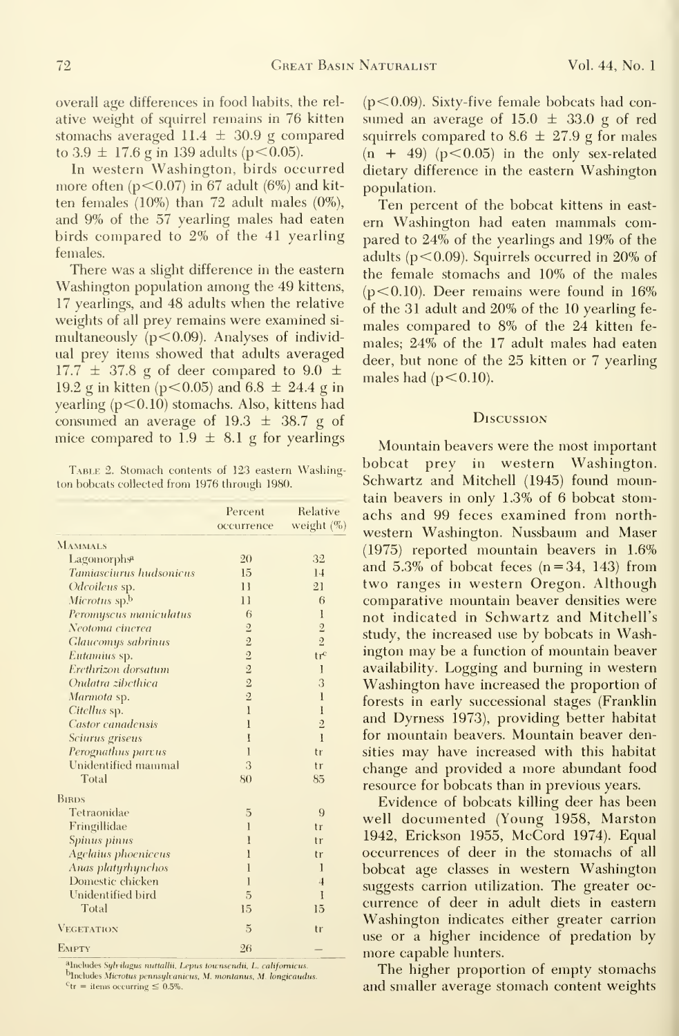overall age differences in food habits, the relative weight of squirrel remains in 76 kitten stomachs averaged 11.4 ± 30.9 g compared to 3.9 ± 17.6 g in 139 adults ($p<0.05$).

In western Washington, birds occurred more often ($p<0.07$) in 67 adult (6%) and kitten females (10%) than 72 adult males (0%), and 9% of the 57 yearling males had eaten birds compared to 2% of the 41 yearling females.

There was a slight difference in the eastern Washington population among the 49 kittens, 17 yearlings, and 48 adults when the relative weights of all prey remains were examined simultaneously ($p<0.09$). Analyses of individual prey items showed that adults averaged 17.7 ± 37.8 g of deer compared to 9.0 ± 19.2 g in kitten ($p<0.05$) and 6.8 ± 24.4 g in yearling ($p<0.10$) stomachs. Also, kittens had consumed an average of 19.3 ± 38.7 g of mice compared to 1.9 ± 8.1 g for yearlings ($p<0.09$). Sixty-five female bobcats had consumed an average of 15.0 ± 33.0 g of red squirrels compared to 8.6 ± 27.9 g for males (n + 49) ($p<0.05$) in the only sex-related dietary difference in the eastern Washington population.

Ten percent of the bobcat kittens in eastern Washington had eaten mammals compared to 24% of the yearlings and 19% of the adults ($p<0.09$). Squirrels occurred in 20% of the female stomachs and 10% of the males ($p<0.10$). Deer remains were found in 16% of the 31 adult and 20% of the 10 yearling females compared to 8% of the 24 kitten females; 24% of the 17 adult males had eaten deer, but none of the 25 kitten or 7 yearling males had ($p<0.10$).

Table 2. Stomach contents of 123 eastern Washington bobcats collected from 1976 through 1980.

| | Percent occurrence | Relative weight (%) |
|---|---|---|
| **Mammals** | | |
| Lagomorphs[a] | 20 | 32 |
| *Tamiasciurus hudsonicus* | 15 | 14 |
| *Odcoileus* sp. | 11 | 21 |
| *Microtus* sp.[b] | 11 | 6 |
| *Peromyscus maniculatus* | 6 | 1 |
| *Neotoma cinerea* | 2 | 2 |
| *Glaucomys sabrinus* | 2 | 2 |
| *Eutamius* sp. | 2 | tr[c] |
| *Erethizon dorsatum* | 2 | 1 |
| *Ondatra zibethica* | 2 | 3 |
| *Marmota* sp. | 2 | 1 |
| *Citellus* sp. | 1 | 1 |
| *Castor canadensis* | 1 | 2 |
| *Sciurus griseus* | 1 | 1 |
| *Perognathus parvus* | 1 | tr |
| Unidentified mammal | 3 | tr |
| Total | 80 | 85 |
| **Birds** | | |
| Tetraonidae | 5 | 9 |
| Fringillidae | 1 | tr |
| *Spinus pinus* | 1 | tr |
| *Agelaius phoeniceus* | 1 | tr |
| *Anas platyrhynchos* | 1 | 1 |
| Domestic chicken | 1 | 4 |
| Unidentified bird | 5 | 1 |
| Total | 15 | 15 |
| **Vegetation** | 5 | tr |
| **Empty** | 26 | — |

[a]Includes *Sylvilagus nuttallii*, *Lepus townsendii*, *L. californicus*.
[b]Includes *Microtus pennsylvanicus*, *M. montanus*, *M. longicaudus*.
[c]tr = items occurring ≤ 0.5%.

## Discussion

Mountain beavers were the most important bobcat prey in western Washington. Schwartz and Mitchell (1945) found mountain beavers in only 1.3% of 6 bobcat stomachs and 99 feces examined from northwestern Washington. Nussbaum and Maser (1975) reported mountain beavers in 1.6% and 5.3% of bobcat feces (n = 34, 143) from two ranges in western Oregon. Although comparative mountain beaver densities were not indicated in Schwartz and Mitchell's study, the increased use by bobcats in Washington may be a function of mountain beaver availability. Logging and burning in western Washington have increased the proportion of forests in early successional stages (Franklin and Dyrness 1973), providing better habitat for mountain beavers. Mountain beaver densities may have increased with this habitat change and provided a more abundant food resource for bobcats than in previous years.

Evidence of bobcats killing deer has been well documented (Young 1958, Marston 1942, Erickson 1955, McCord 1974). Equal occurrences of deer in the stomachs of all bobcat age classes in western Washington suggests carrion utilization. The greater occurrence of deer in adult diets in eastern Washington indicates either greater carrion use or a higher incidence of predation by more capable hunters.

The higher proportion of empty stomachs and smaller average stomach content weights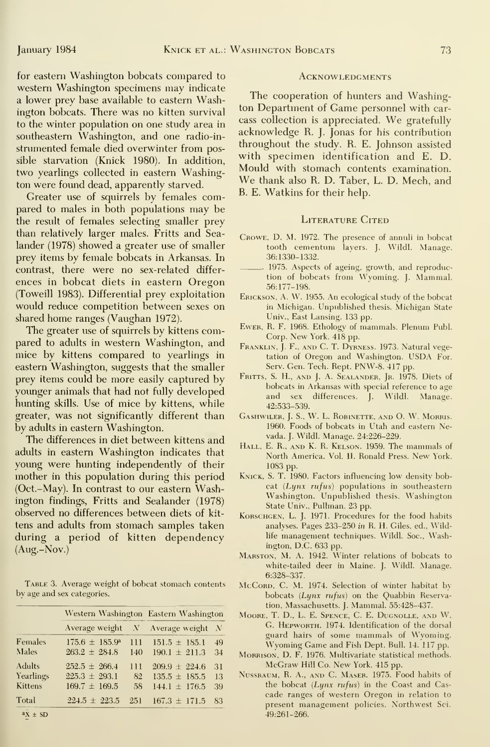for eastern Washington bobcats compared to western Washington specimens may indicate a lower prey base available to eastern Washington bobcats. There was no kitten survival to the winter population on one study area in southeastern Washington, and one radio-instrumented female died overwinter from possible starvation (Knick 1980). In addition, two yearlings collected in eastern Washington were found dead, apparently starved.

Greater use of squirrels by females compared to males in both populations may be the result of females selecting smaller prey than relatively larger males. Fritts and Sealander (1978) showed a greater use of smaller prey items by female bobcats in Arkansas. In contrast, there were no sex-related differences in bobcat diets in eastern Oregon (Toweill 1983). Differential prey exploitation would reduce competition between sexes on shared home ranges (Vaughan 1972).

The greater use of squirrels by kittens compared to adults in western Washington, and mice by kittens compared to yearlings in eastern Washington, suggests that the smaller prey items could be more easily captured by younger animals that had not fully developed hunting skills. Use of mice by kittens, while greater, was not significantly different than by adults in eastern Washington.

The differences in diet between kittens and adults in eastern Washington indicates that young were hunting independently of their mother in this population during this period (Oct.–May). In contrast to our eastern Washington findings, Fritts and Sealander (1978) observed no differences between diets of kittens and adults from stomach samples taken during a period of kitten dependency (Aug.–Nov.)

Table 3. Average weight of bobcat stomach contents by age and sex categories.

| | Western Washington | | Eastern Washington | |
|---|---|---|---|---|
| | Average weight | $N$ | Average weight | $N$ |
| Females | 175.6 ± 185.9[a] | 111 | 151.5 ± 185.1 | 49 |
| Males | 263.2 ± 284.8 | 140 | 190.1 ± 211.3 | 34 |
| Adults | 252.5 ± 266.4 | 111 | 209.9 ± 224.6 | 31 |
| Yearlings | 225.3 ± 293.1 | 82 | 135.5 ± 185.5 | 13 |
| Kittens | 169.7 ± 169.5 | 58 | 144.1 ± 176.5 | 39 |
| Total | 224.5 ± 223.5 | 251 | 167.3 ± 171.5 | 83 |

[a] $\bar{X}$ ± SD

## Acknowledgments

The cooperation of hunters and Washington Department of Game personnel with carcass collection is appreciated. We gratefully acknowledge R. J. Jonas for his contribution throughout the study. R. E. Johnson assisted with specimen identification and E. D. Mould with stomach contents examination. We thank also R. D. Taber, L. D. Mech, and B. E. Watkins for their help.

## Literature Cited

Crowe, D. M. 1972. The presence of annuli in bobcat tooth cementum layers. J. Wildl. Manage. 36:1330–1332.

———. 1975. Aspects of ageing, growth, and reproduction of bobcats from Wyoming. J. Mammal. 56:177–198.

Erickson, A. W. 1955. An ecological study of the bobcat in Michigan. Unpublished thesis. Michigan State Univ., East Lansing. 133 pp.

Ewer, R. F. 1968. Ethology of mammals. Plenum Publ. Corp. New York. 418 pp.

Franklin, J. F., and C. T. Dyrness. 1973. Natural vegetation of Oregon and Washington. USDA For. Serv. Gen. Tech. Rept. PNW-8. 417 pp.

Fritts, S. H., and J. A. Sealander, Jr. 1978. Diets of bobcats in Arkansas with special reference to age and sex differences. J. Wildl. Manage. 42:533–539.

Gashwiler, J. S., W. L. Robinette, and O. W. Morris. 1960. Foods of bobcats in Utah and eastern Nevada. J. Wildl. Manage. 24:226–229.

Hall, E. R., and K. R. Kelson. 1959. The mammals of North America. Vol. II. Ronald Press. New York. 1083 pp.

Knick, S. T. 1980. Factors influencing low density bobcat (*Lynx rufus*) populations in southeastern Washington. Unpublished thesis. Washington State Univ., Pullman. 23 pp.

Korschgen, L. J. 1971. Procedures for the food habits analyses. Pages 233–250 *in* R. H. Giles, ed., Wildlife management techniques. Wildl. Soc., Washington, D.C. 633 pp.

Marston, M. A. 1942. Winter relations of bobcats to white-tailed deer in Maine. J. Wildl. Manage. 6:328–337.

McCord, C. M. 1974. Selection of winter habitat by bobcats (*Lynx rufus*) on the Quabbin Reservation, Massachusetts. J. Mammal. 55:428–437.

Moore, T. D., L. E. Spence, C. E. Dugnolle, and W. G. Hepworth. 1974. Identification of the dorsal guard hairs of some mammals of Wyoming. Wyoming Game and Fish Dept. Bull. 14. 117 pp.

Morrison, D. F. 1976. Multivariate statistical methods. McGraw Hill Co. New York. 415 pp.

Nussbaum, R. A., and C. Maser. 1975. Food habits of the bobcat (*Lynx rufus*) in the Coast and Cascade ranges of western Oregon in relation to present management policies. Northwest Sci. 49:261–266.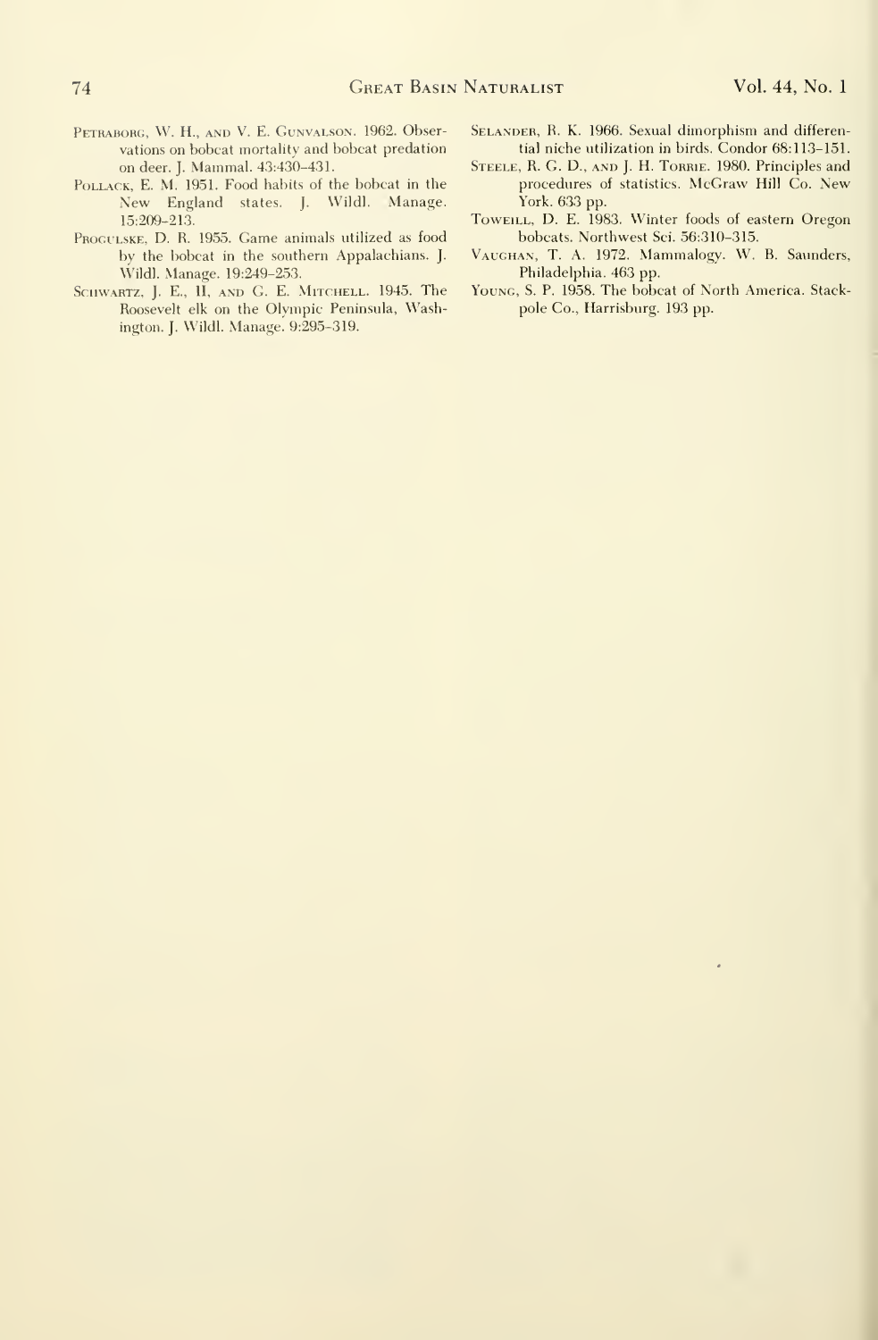Petraborg, W. H., and V. E. Gunvalson. 1962. Observations on bobcat mortality and bobcat predation on deer. J. Mammal. 43:430–431.

Pollack, E. M. 1951. Food habits of the bobcat in the New England states. J. Wildl. Manage. 15:209–213.

Progulske, D. R. 1955. Game animals utilized as food by the bobcat in the southern Appalachians. J. Wildl. Manage. 19:249–253.

Schwartz, J. E., II, and G. E. Mitchell. 1945. The Roosevelt elk on the Olympic Peninsula, Washington. J. Wildl. Manage. 9:295–319.

Selander, R. K. 1966. Sexual dimorphism and differential niche utilization in birds. Condor 68:113–151.

Steele, R. G. D., and J. H. Torrie. 1980. Principles and procedures of statistics. McGraw Hill Co. New York. 633 pp.

Toweill, D. E. 1983. Winter foods of eastern Oregon bobcats. Northwest Sci. 56:310–315.

Vaughan, T. A. 1972. Mammalogy. W. B. Saunders, Philadelphia. 463 pp.

Young, S. P. 1958. The bobcat of North America. Stackpole Co., Harrisburg. 193 pp.